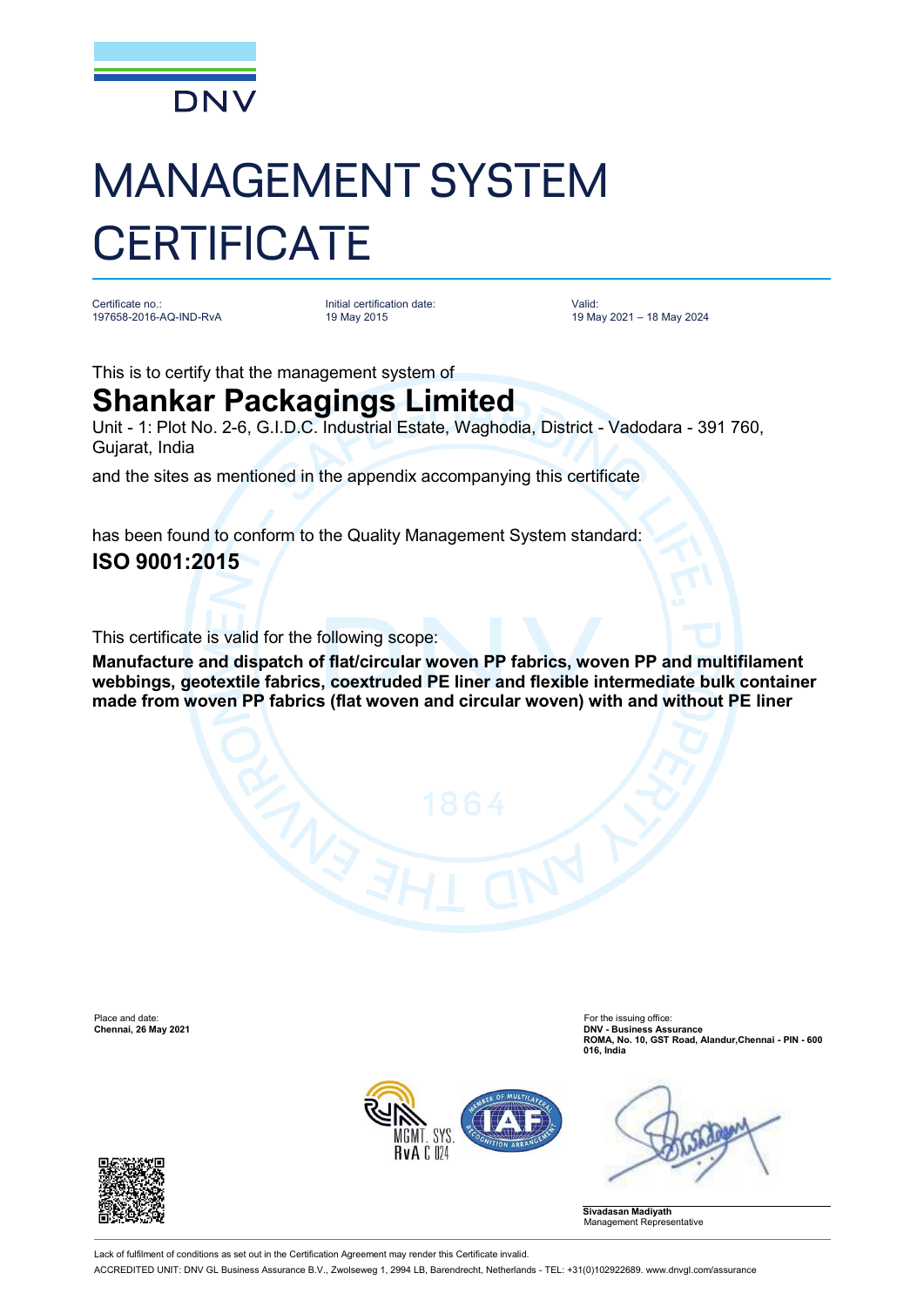DNV

# MANAGEMENT SYSTEM CERTIFICATE

Certificate no.:
197658-2016-AQ-IND-RvA

Initial certification date:
19 May 2015

Valid:
19 May 2021 – 18 May 2024

This is to certify that the management system of

## Shankar Packagings Limited

Unit - 1: Plot No. 2-6, G.I.D.C. Industrial Estate, Waghodia, District - Vadodara - 391 760, Gujarat, India

and the sites as mentioned in the appendix accompanying this certificate

has been found to conform to the Quality Management System standard:

**ISO 9001:2015**

This certificate is valid for the following scope:

**Manufacture and dispatch of flat/circular woven PP fabrics, woven PP and multifilament webbings, geotextile fabrics, coextruded PE liner and flexible intermediate bulk container made from woven PP fabrics (flat woven and circular woven) with and without PE liner**

Place and date:
**Chennai, 26 May 2021**

For the issuing office:
**DNV - Business Assurance**
**ROMA, No. 10, GST Road, Alandur,Chennai - PIN - 600 016, India**

MGMT. SYS.
RvA C 024

**Sivadasan Madiyath**
Management Representative

Lack of fulfilment of conditions as set out in the Certification Agreement may render this Certificate invalid.

ACCREDITED UNIT: DNV GL Business Assurance B.V., Zwolseweg 1, 2994 LB, Barendrecht, Netherlands - TEL: +31(0)102922689. www.dnvgl.com/assurance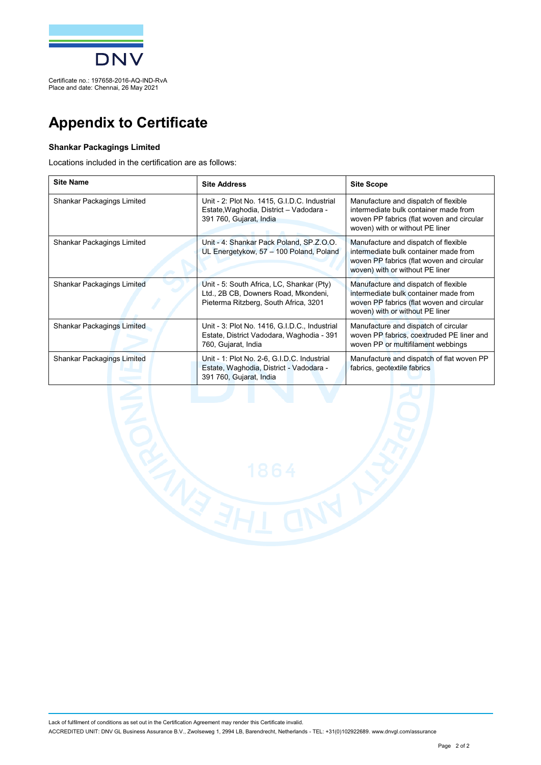Certificate no.: 197658-2016-AQ-IND-RvA
Place and date: Chennai, 26 May 2021

# Appendix to Certificate

**Shankar Packagings Limited**

Locations included in the certification are as follows:

| Site Name | Site Address | Site Scope |
|---|---|---|
| Shankar Packagings Limited | Unit - 2: Plot No. 1415, G.I.D.C. Industrial Estate,Waghodia, District – Vadodara - 391 760, Gujarat, India | Manufacture and dispatch of flexible intermediate bulk container made from woven PP fabrics (flat woven and circular woven) with or without PE liner |
| Shankar Packagings Limited | Unit - 4: Shankar Pack Poland, SP.Z.O.O. UL Energetykow, 57 – 100 Poland, Poland | Manufacture and dispatch of flexible intermediate bulk container made from woven PP fabrics (flat woven and circular woven) with or without PE liner |
| Shankar Packagings Limited | Unit - 5: South Africa, LC, Shankar (Pty) Ltd., 2B CB, Downers Road, Mkondeni, Pieterma Ritzberg, South Africa, 3201 | Manufacture and dispatch of flexible intermediate bulk container made from woven PP fabrics (flat woven and circular woven) with or without PE liner |
| Shankar Packagings Limited | Unit - 3: Plot No. 1416, G.I.D.C., Industrial Estate, District Vadodara, Waghodia - 391 760, Gujarat, India | Manufacture and dispatch of circular woven PP fabrics, coextruded PE liner and woven PP or multifilament webbings |
| Shankar Packagings Limited | Unit - 1: Plot No. 2-6, G.I.D.C. Industrial Estate, Waghodia, District - Vadodara - 391 760, Gujarat, India | Manufacture and dispatch of flat woven PP fabrics, geotextile fabrics |

Lack of fulfilment of conditions as set out in the Certification Agreement may render this Certificate invalid.
ACCREDITED UNIT: DNV GL Business Assurance B.V., Zwolseweg 1, 2994 LB, Barendrecht, Netherlands - TEL: +31(0)102922689. www.dnvgl.com/assurance